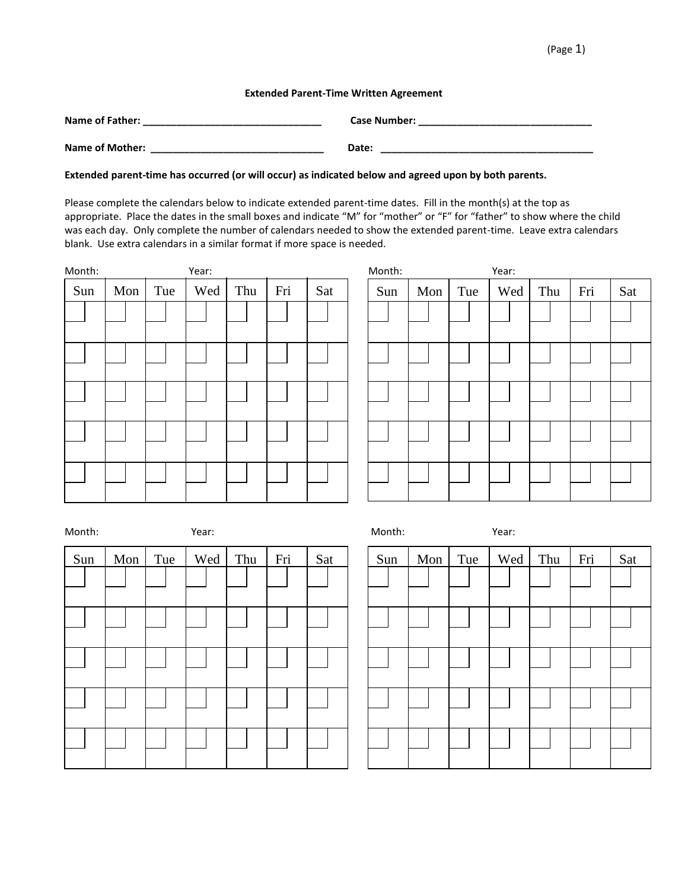### Extended Parent-Time Written Agreement

**Name of Father:** ________________________________ **Case Number:** ________________________________

**Name of Mother:** ________________________________ **Date:** ________________________________________

**Extended parent-time has occurred (or will occur) as indicated below and agreed upon by both parents.**

Please complete the calendars below to indicate extended parent-time dates. Fill in the month(s) at the top as appropriate. Place the dates in the small boxes and indicate "M" for "mother" or "F" for "father" to show where the child was each day. Only complete the number of calendars needed to show the extended parent-time. Leave extra calendars blank. Use extra calendars in a similar format if more space is needed.

Month: Year:

| Sun | Mon | Tue | Wed | Thu | Fri | Sat |
|---|---|---|---|---|---|---|
| | | | | | | |
| | | | | | | |
| | | | | | | |
| | | | | | | |
| | | | | | | |

Month: Year:

| Sun | Mon | Tue | Wed | Thu | Fri | Sat |
|---|---|---|---|---|---|---|
| | | | | | | |
| | | | | | | |
| | | | | | | |
| | | | | | | |
| | | | | | | |

Month: Year:

| Sun | Mon | Tue | Wed | Thu | Fri | Sat |
|---|---|---|---|---|---|---|
| | | | | | | |
| | | | | | | |
| | | | | | | |
| | | | | | | |
| | | | | | | |

Month: Year:

| Sun | Mon | Tue | Wed | Thu | Fri | Sat |
|---|---|---|---|---|---|---|
| | | | | | | |
| | | | | | | |
| | | | | | | |
| | | | | | | |
| | | | | | | |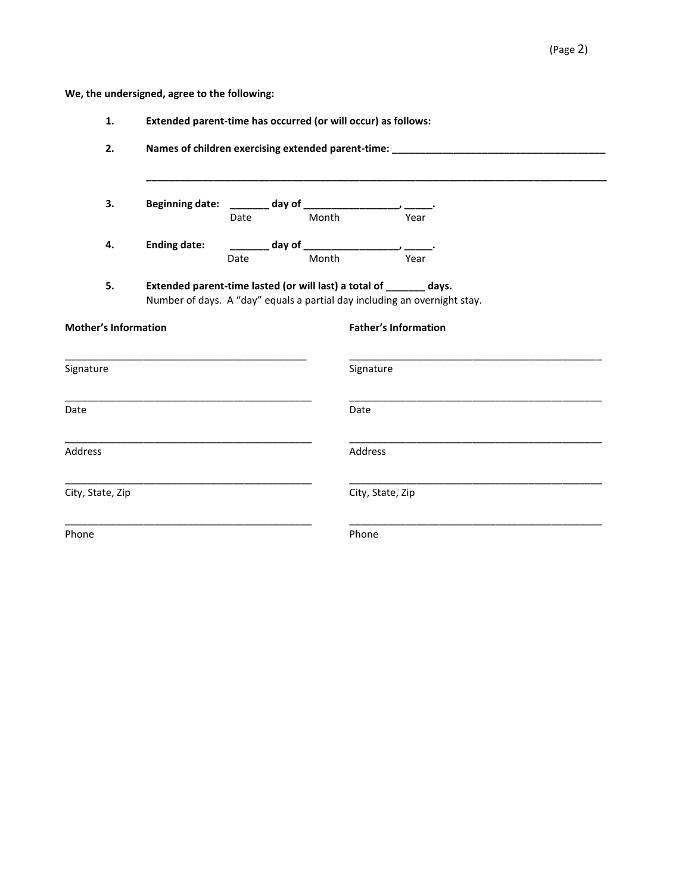**We, the undersigned, agree to the following:**

1. **Extended parent-time has occurred (or will occur) as follows:**

2. **Names of children exercising extended parent-time: ______________________________________**

   **_____________________________________________________________________________**

3. **Beginning date: _______ day of ________________, _____.**
   Date Month Year

4. **Ending date: _______ day of ________________, _____.**
   Date Month Year

5. **Extended parent-time lasted (or will last) a total of _______ days.**
   Number of days. A "day" equals a partial day including an overnight stay.

**Mother's Information**

_____________________________________________
Signature

_____________________________________________
Date

_____________________________________________
Address

_____________________________________________
City, State, Zip

_____________________________________________
Phone

**Father's Information**

_____________________________________________
Signature

_____________________________________________
Date

_____________________________________________
Address

_____________________________________________
City, State, Zip

_____________________________________________
Phone